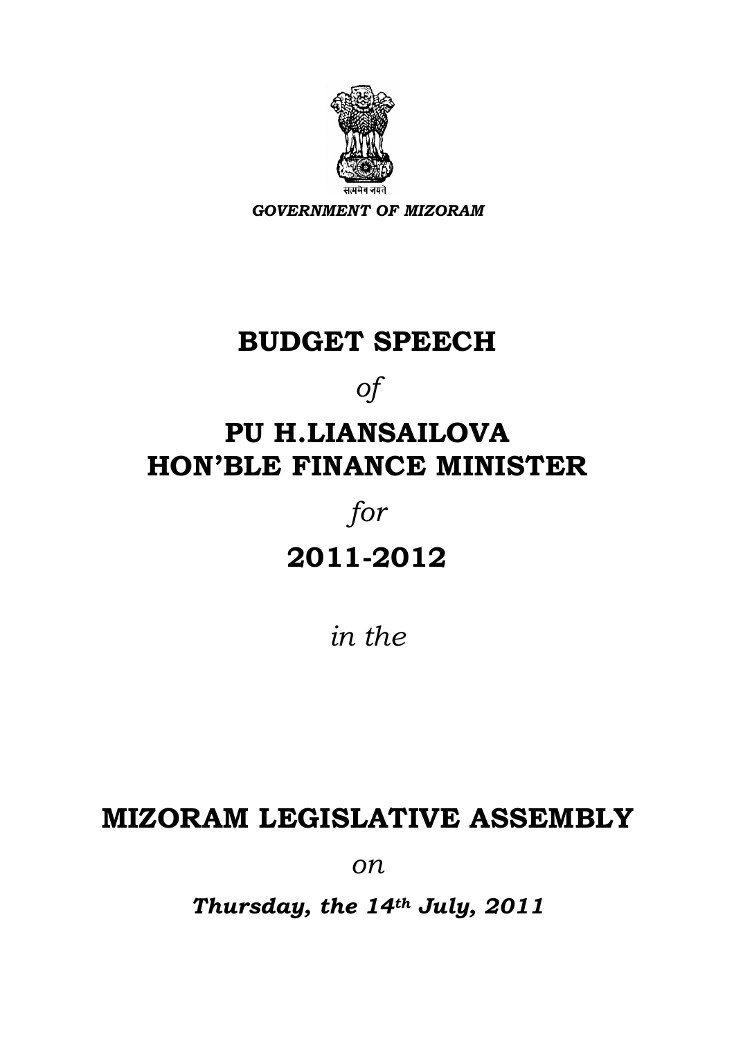सत्यमेव जयते

***GOVERNMENT OF MIZORAM***

# BUDGET SPEECH

*of*

# PU H.LIANSAILOVA
# HON'BLE FINANCE MINISTER

*for*

# 2011-2012

*in the*

# MIZORAM LEGISLATIVE ASSEMBLY

*on*

***Thursday, the 14th July, 2011***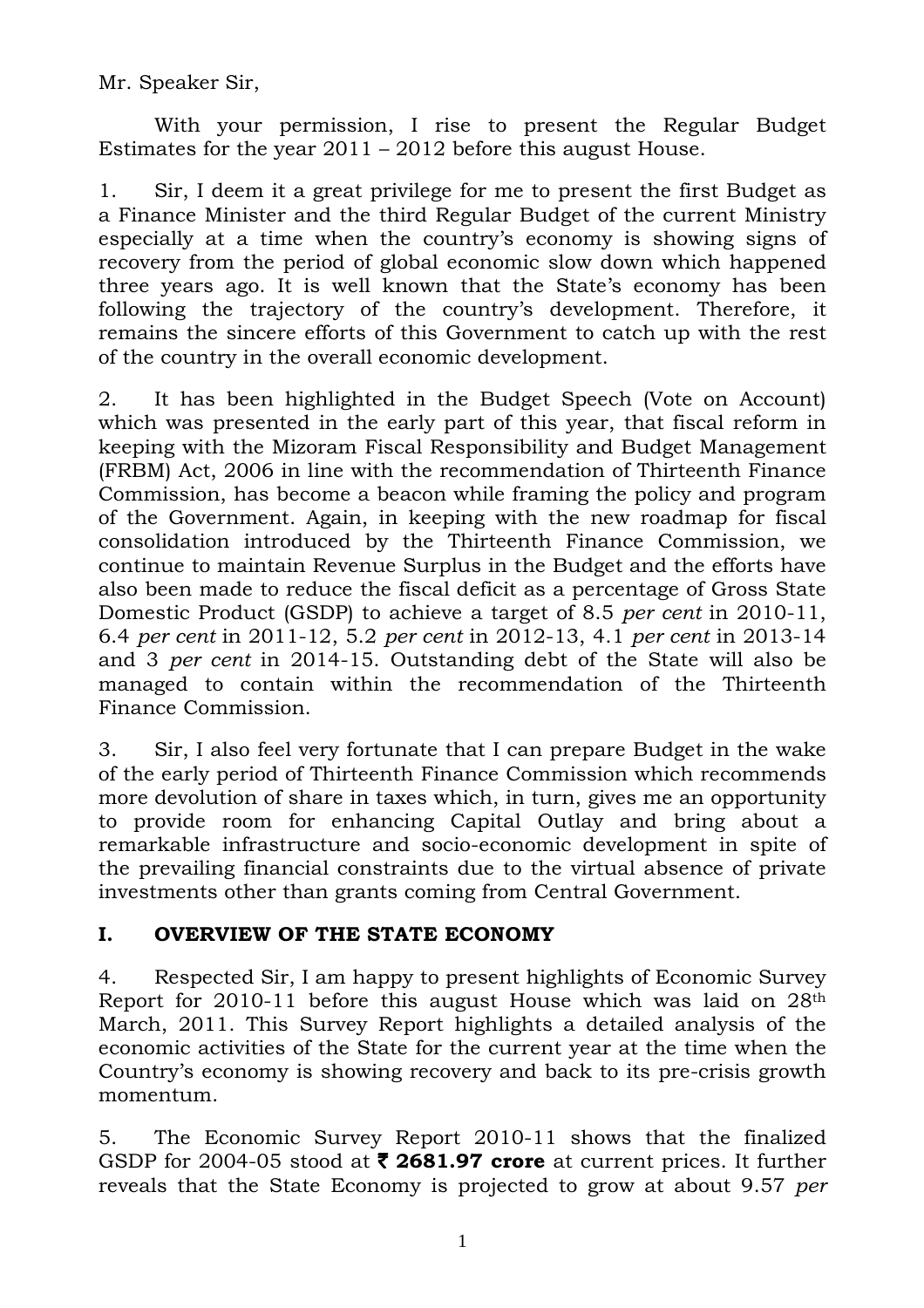Mr. Speaker Sir,

With your permission, I rise to present the Regular Budget Estimates for the year 2011 – 2012 before this august House.

1. Sir, I deem it a great privilege for me to present the first Budget as a Finance Minister and the third Regular Budget of the current Ministry especially at a time when the country's economy is showing signs of recovery from the period of global economic slow down which happened three years ago. It is well known that the State's economy has been following the trajectory of the country's development. Therefore, it remains the sincere efforts of this Government to catch up with the rest of the country in the overall economic development.

2. It has been highlighted in the Budget Speech (Vote on Account) which was presented in the early part of this year, that fiscal reform in keeping with the Mizoram Fiscal Responsibility and Budget Management (FRBM) Act, 2006 in line with the recommendation of Thirteenth Finance Commission, has become a beacon while framing the policy and program of the Government. Again, in keeping with the new roadmap for fiscal consolidation introduced by the Thirteenth Finance Commission, we continue to maintain Revenue Surplus in the Budget and the efforts have also been made to reduce the fiscal deficit as a percentage of Gross State Domestic Product (GSDP) to achieve a target of 8.5 *per cent* in 2010-11, 6.4 *per cent* in 2011-12, 5.2 *per cent* in 2012-13, 4.1 *per cent* in 2013-14 and 3 *per cent* in 2014-15. Outstanding debt of the State will also be managed to contain within the recommendation of the Thirteenth Finance Commission.

3. Sir, I also feel very fortunate that I can prepare Budget in the wake of the early period of Thirteenth Finance Commission which recommends more devolution of share in taxes which, in turn, gives me an opportunity to provide room for enhancing Capital Outlay and bring about a remarkable infrastructure and socio-economic development in spite of the prevailing financial constraints due to the virtual absence of private investments other than grants coming from Central Government.

## I. OVERVIEW OF THE STATE ECONOMY

4. Respected Sir, I am happy to present highlights of Economic Survey Report for 2010-11 before this august House which was laid on 28th March, 2011. This Survey Report highlights a detailed analysis of the economic activities of the State for the current year at the time when the Country's economy is showing recovery and back to its pre-crisis growth momentum.

5. The Economic Survey Report 2010-11 shows that the finalized GSDP for 2004-05 stood at **₹ 2681.97 crore** at current prices. It further reveals that the State Economy is projected to grow at about 9.57 *per*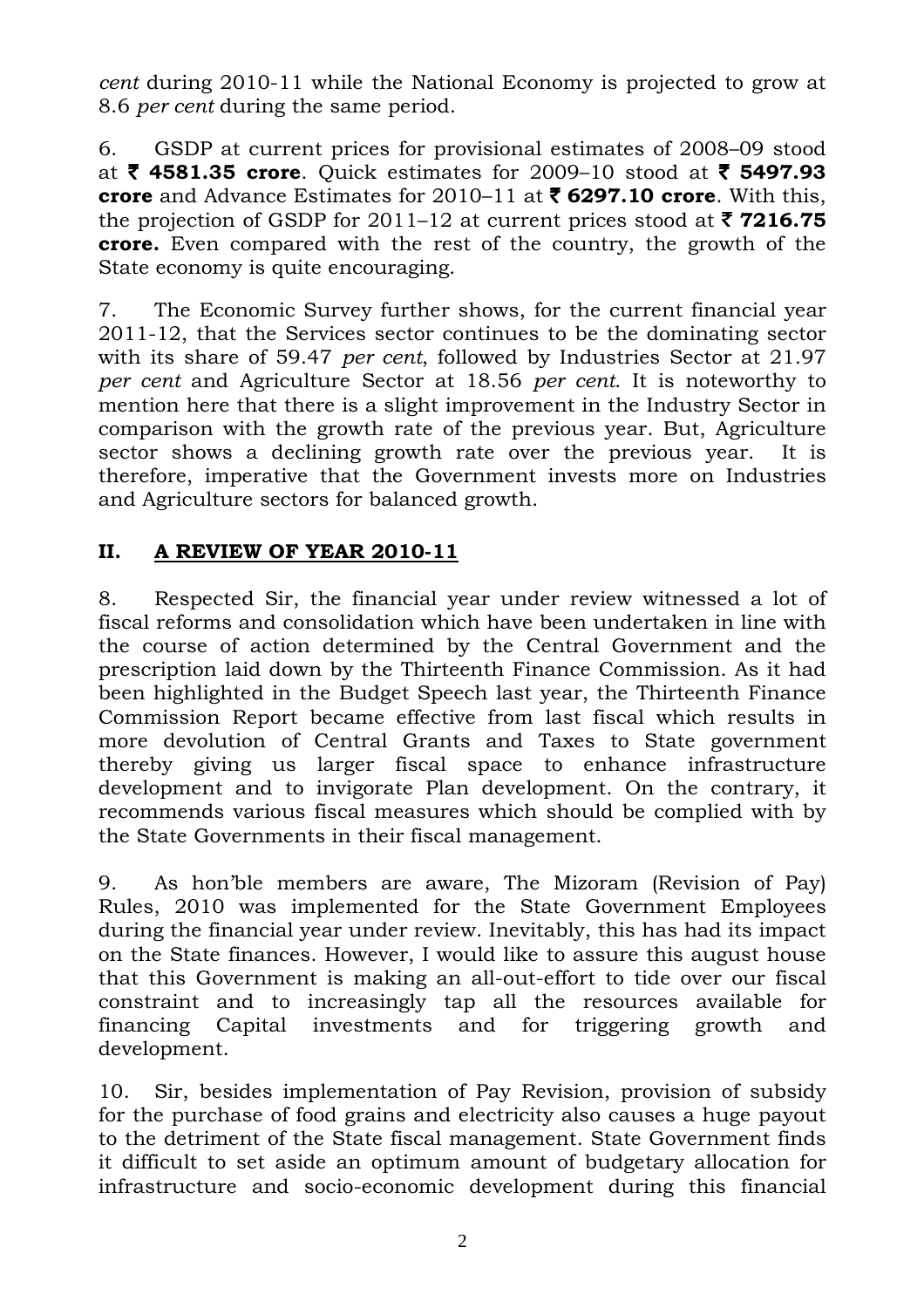*cent* during 2010-11 while the National Economy is projected to grow at 8.6 *per cent* during the same period.

6. GSDP at current prices for provisional estimates of 2008–09 stood at **₹ 4581.35 crore**. Quick estimates for 2009–10 stood at **₹ 5497.93 crore** and Advance Estimates for 2010–11 at **₹ 6297.10 crore**. With this, the projection of GSDP for 2011–12 at current prices stood at **₹ 7216.75 crore.** Even compared with the rest of the country, the growth of the State economy is quite encouraging.

7. The Economic Survey further shows, for the current financial year 2011-12, that the Services sector continues to be the dominating sector with its share of 59.47 *per cent*, followed by Industries Sector at 21.97 *per cent* and Agriculture Sector at 18.56 *per cent*. It is noteworthy to mention here that there is a slight improvement in the Industry Sector in comparison with the growth rate of the previous year. But, Agriculture sector shows a declining growth rate over the previous year. It is therefore, imperative that the Government invests more on Industries and Agriculture sectors for balanced growth.

## II. A REVIEW OF YEAR 2010-11

8. Respected Sir, the financial year under review witnessed a lot of fiscal reforms and consolidation which have been undertaken in line with the course of action determined by the Central Government and the prescription laid down by the Thirteenth Finance Commission. As it had been highlighted in the Budget Speech last year, the Thirteenth Finance Commission Report became effective from last fiscal which results in more devolution of Central Grants and Taxes to State government thereby giving us larger fiscal space to enhance infrastructure development and to invigorate Plan development. On the contrary, it recommends various fiscal measures which should be complied with by the State Governments in their fiscal management.

9. As hon'ble members are aware, The Mizoram (Revision of Pay) Rules, 2010 was implemented for the State Government Employees during the financial year under review. Inevitably, this has had its impact on the State finances. However, I would like to assure this august house that this Government is making an all-out-effort to tide over our fiscal constraint and to increasingly tap all the resources available for financing Capital investments and for triggering growth and development.

10. Sir, besides implementation of Pay Revision, provision of subsidy for the purchase of food grains and electricity also causes a huge payout to the detriment of the State fiscal management. State Government finds it difficult to set aside an optimum amount of budgetary allocation for infrastructure and socio-economic development during this financial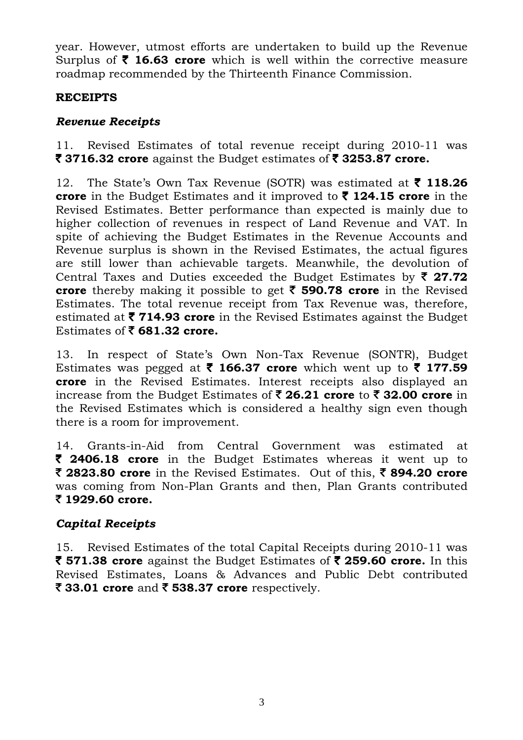year. However, utmost efforts are undertaken to build up the Revenue Surplus of **₹ 16.63 crore** which is well within the corrective measure roadmap recommended by the Thirteenth Finance Commission.

## RECEIPTS

### *Revenue Receipts*

11. Revised Estimates of total revenue receipt during 2010-11 was **₹ 3716.32 crore** against the Budget estimates of **₹ 3253.87 crore.**

12. The State's Own Tax Revenue (SOTR) was estimated at **₹ 118.26 crore** in the Budget Estimates and it improved to **₹ 124.15 crore** in the Revised Estimates. Better performance than expected is mainly due to higher collection of revenues in respect of Land Revenue and VAT. In spite of achieving the Budget Estimates in the Revenue Accounts and Revenue surplus is shown in the Revised Estimates, the actual figures are still lower than achievable targets. Meanwhile, the devolution of Central Taxes and Duties exceeded the Budget Estimates by **₹ 27.72 crore** thereby making it possible to get **₹ 590.78 crore** in the Revised Estimates. The total revenue receipt from Tax Revenue was, therefore, estimated at **₹ 714.93 crore** in the Revised Estimates against the Budget Estimates of **₹ 681.32 crore.**

13. In respect of State's Own Non-Tax Revenue (SONTR), Budget Estimates was pegged at **₹ 166.37 crore** which went up to **₹ 177.59 crore** in the Revised Estimates. Interest receipts also displayed an increase from the Budget Estimates of **₹ 26.21 crore** to **₹ 32.00 crore** in the Revised Estimates which is considered a healthy sign even though there is a room for improvement.

14. Grants-in-Aid from Central Government was estimated at **₹ 2406.18 crore** in the Budget Estimates whereas it went up to **₹ 2823.80 crore** in the Revised Estimates. Out of this, **₹ 894.20 crore** was coming from Non-Plan Grants and then, Plan Grants contributed **₹ 1929.60 crore.**

### *Capital Receipts*

15. Revised Estimates of the total Capital Receipts during 2010-11 was **₹ 571.38 crore** against the Budget Estimates of **₹ 259.60 crore.** In this Revised Estimates, Loans & Advances and Public Debt contributed **₹ 33.01 crore** and **₹ 538.37 crore** respectively.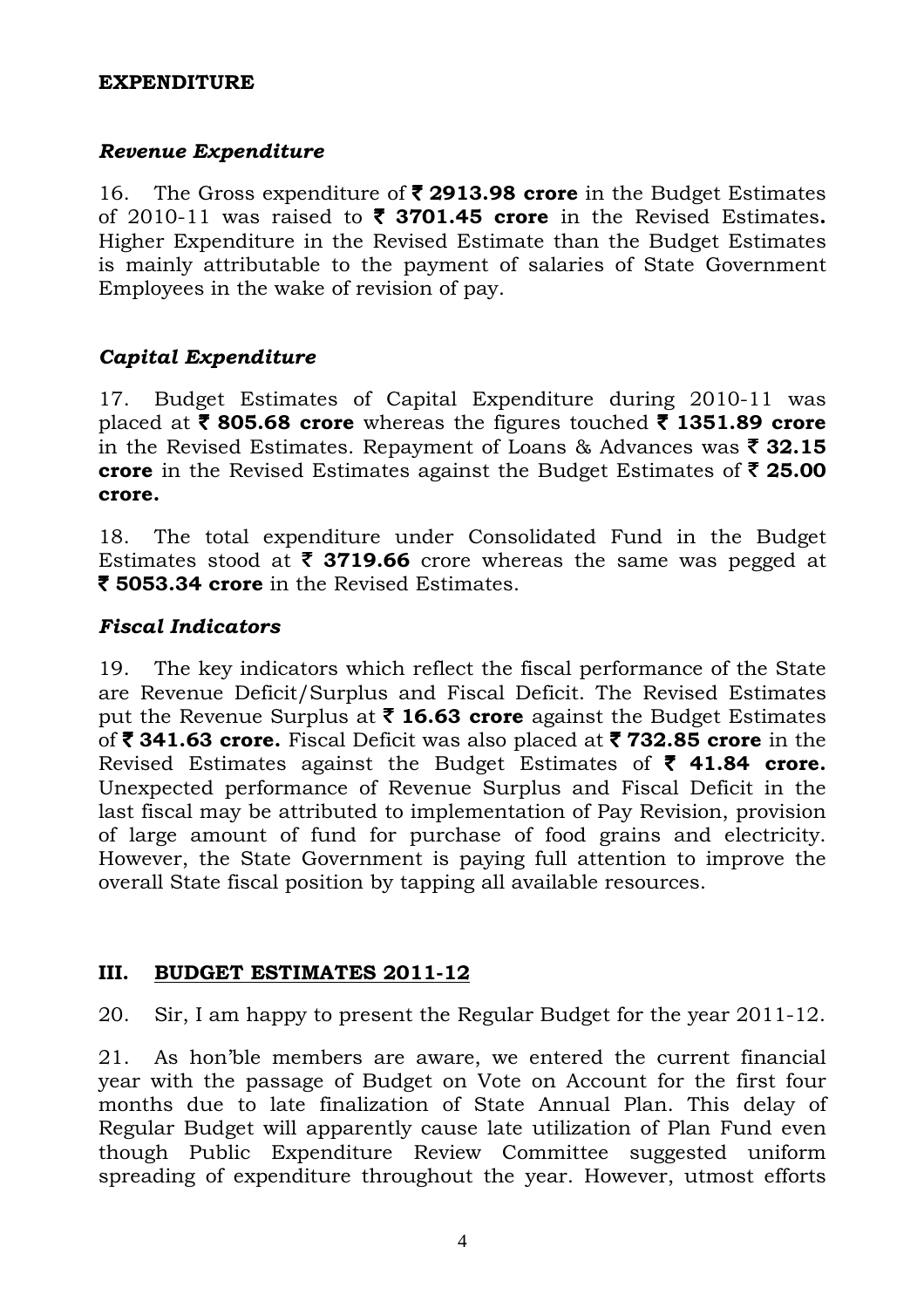**EXPENDITURE**

***Revenue Expenditure***

16. The Gross expenditure of **₹ 2913.98 crore** in the Budget Estimates of 2010-11 was raised to **₹ 3701.45 crore** in the Revised Estimates**.** Higher Expenditure in the Revised Estimate than the Budget Estimates is mainly attributable to the payment of salaries of State Government Employees in the wake of revision of pay.

***Capital Expenditure***

17. Budget Estimates of Capital Expenditure during 2010-11 was placed at **₹ 805.68 crore** whereas the figures touched **₹ 1351.89 crore** in the Revised Estimates. Repayment of Loans & Advances was **₹ 32.15 crore** in the Revised Estimates against the Budget Estimates of **₹ 25.00 crore.**

18. The total expenditure under Consolidated Fund in the Budget Estimates stood at **₹ 3719.66** crore whereas the same was pegged at **₹ 5053.34 crore** in the Revised Estimates.

***Fiscal Indicators***

19. The key indicators which reflect the fiscal performance of the State are Revenue Deficit/Surplus and Fiscal Deficit. The Revised Estimates put the Revenue Surplus at **₹ 16.63 crore** against the Budget Estimates of **₹ 341.63 crore.** Fiscal Deficit was also placed at **₹ 732.85 crore** in the Revised Estimates against the Budget Estimates of **₹ 41.84 crore.** Unexpected performance of Revenue Surplus and Fiscal Deficit in the last fiscal may be attributed to implementation of Pay Revision, provision of large amount of fund for purchase of food grains and electricity. However, the State Government is paying full attention to improve the overall State fiscal position by tapping all available resources.

## **III. BUDGET ESTIMATES 2011-12**

20. Sir, I am happy to present the Regular Budget for the year 2011-12.

21. As hon'ble members are aware, we entered the current financial year with the passage of Budget on Vote on Account for the first four months due to late finalization of State Annual Plan. This delay of Regular Budget will apparently cause late utilization of Plan Fund even though Public Expenditure Review Committee suggested uniform spreading of expenditure throughout the year. However, utmost efforts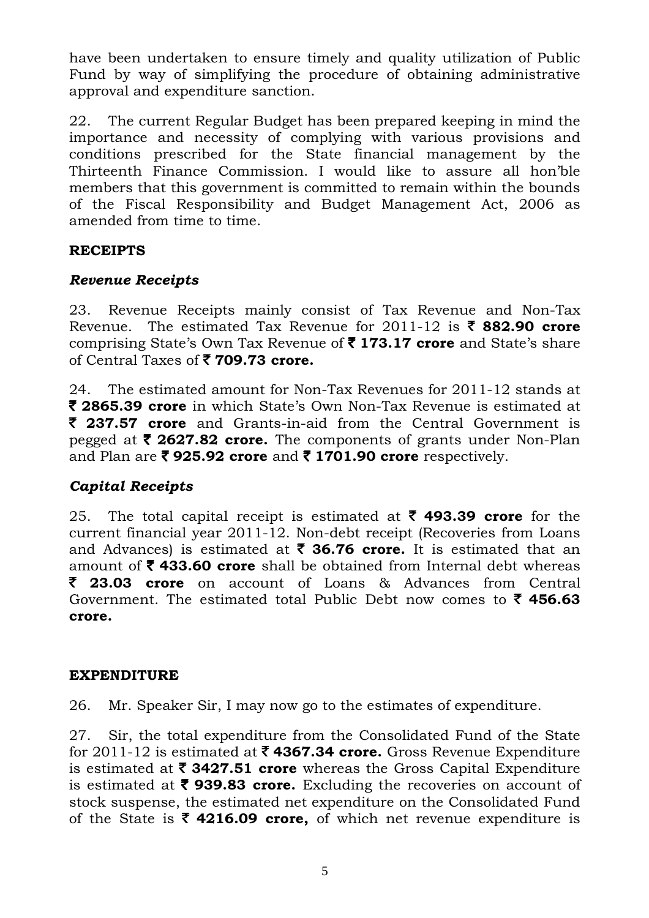have been undertaken to ensure timely and quality utilization of Public Fund by way of simplifying the procedure of obtaining administrative approval and expenditure sanction.

22. The current Regular Budget has been prepared keeping in mind the importance and necessity of complying with various provisions and conditions prescribed for the State financial management by the Thirteenth Finance Commission. I would like to assure all hon'ble members that this government is committed to remain within the bounds of the Fiscal Responsibility and Budget Management Act, 2006 as amended from time to time.

## RECEIPTS

### *Revenue Receipts*

23. Revenue Receipts mainly consist of Tax Revenue and Non-Tax Revenue. The estimated Tax Revenue for 2011-12 is ₹ **882.90 crore** comprising State's Own Tax Revenue of ₹ **173.17 crore** and State's share of Central Taxes of ₹ **709.73 crore.**

24. The estimated amount for Non-Tax Revenues for 2011-12 stands at ₹ **2865.39 crore** in which State's Own Non-Tax Revenue is estimated at ₹ **237.57 crore** and Grants-in-aid from the Central Government is pegged at ₹ **2627.82 crore.** The components of grants under Non-Plan and Plan are ₹ **925.92 crore** and ₹ **1701.90 crore** respectively.

### *Capital Receipts*

25. The total capital receipt is estimated at ₹ **493.39 crore** for the current financial year 2011-12. Non-debt receipt (Recoveries from Loans and Advances) is estimated at ₹ **36.76 crore.** It is estimated that an amount of ₹ **433.60 crore** shall be obtained from Internal debt whereas ₹ **23.03 crore** on account of Loans & Advances from Central Government. The estimated total Public Debt now comes to ₹ **456.63 crore.**

## EXPENDITURE

26. Mr. Speaker Sir, I may now go to the estimates of expenditure.

27. Sir, the total expenditure from the Consolidated Fund of the State for 2011-12 is estimated at ₹ **4367.34 crore.** Gross Revenue Expenditure is estimated at ₹ **3427.51 crore** whereas the Gross Capital Expenditure is estimated at ₹ **939.83 crore.** Excluding the recoveries on account of stock suspense, the estimated net expenditure on the Consolidated Fund of the State is ₹ **4216.09 crore,** of which net revenue expenditure is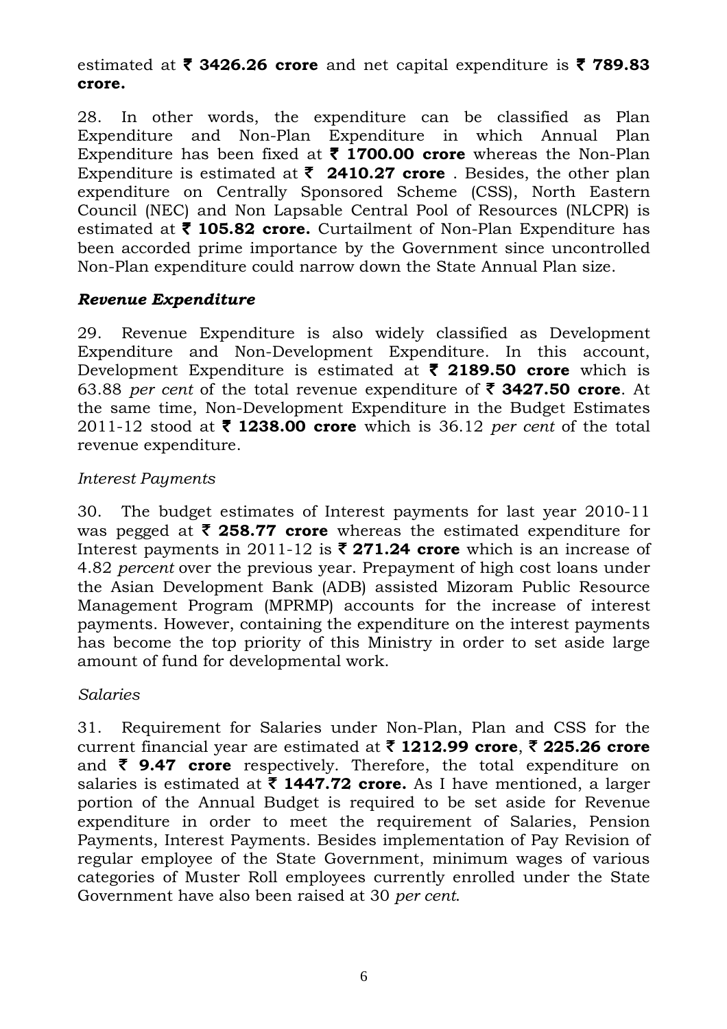estimated at ₹ **3426.26 crore** and net capital expenditure is ₹ **789.83 crore.**

28. In other words, the expenditure can be classified as Plan Expenditure and Non-Plan Expenditure in which Annual Plan Expenditure has been fixed at ₹ **1700.00 crore** whereas the Non-Plan Expenditure is estimated at ₹ **2410.27 crore** . Besides, the other plan expenditure on Centrally Sponsored Scheme (CSS), North Eastern Council (NEC) and Non Lapsable Central Pool of Resources (NLCPR) is estimated at ₹ **105.82 crore.** Curtailment of Non-Plan Expenditure has been accorded prime importance by the Government since uncontrolled Non-Plan expenditure could narrow down the State Annual Plan size.

### *Revenue Expenditure*

29. Revenue Expenditure is also widely classified as Development Expenditure and Non-Development Expenditure. In this account, Development Expenditure is estimated at ₹ **2189.50 crore** which is 63.88 *per cent* of the total revenue expenditure of ₹ **3427.50 crore**. At the same time, Non-Development Expenditure in the Budget Estimates 2011-12 stood at ₹ **1238.00 crore** which is 36.12 *per cent* of the total revenue expenditure.

*Interest Payments*

30. The budget estimates of Interest payments for last year 2010-11 was pegged at ₹ **258.77 crore** whereas the estimated expenditure for Interest payments in 2011-12 is ₹ **271.24 crore** which is an increase of 4.82 *percent* over the previous year. Prepayment of high cost loans under the Asian Development Bank (ADB) assisted Mizoram Public Resource Management Program (MPRMP) accounts for the increase of interest payments. However, containing the expenditure on the interest payments has become the top priority of this Ministry in order to set aside large amount of fund for developmental work.

*Salaries*

31. Requirement for Salaries under Non-Plan, Plan and CSS for the current financial year are estimated at ₹ **1212.99 crore**, ₹ **225.26 crore** and ₹ **9.47 crore** respectively. Therefore, the total expenditure on salaries is estimated at ₹ **1447.72 crore.** As I have mentioned, a larger portion of the Annual Budget is required to be set aside for Revenue expenditure in order to meet the requirement of Salaries, Pension Payments, Interest Payments. Besides implementation of Pay Revision of regular employee of the State Government, minimum wages of various categories of Muster Roll employees currently enrolled under the State Government have also been raised at 30 *per cent*.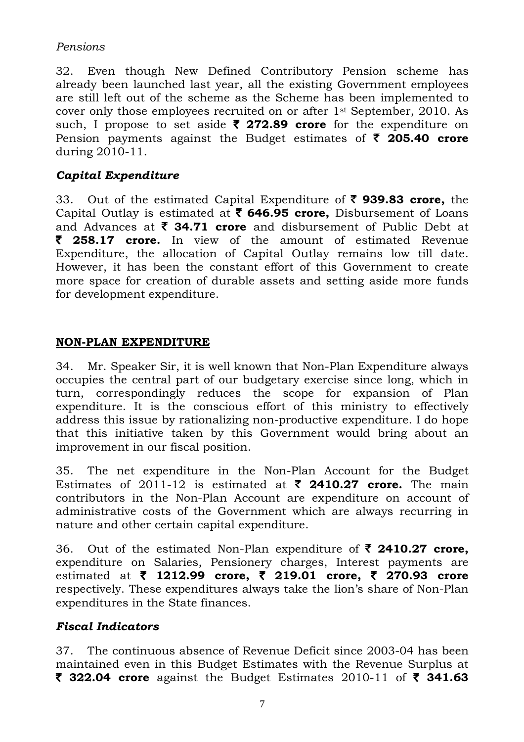*Pensions*

32. Even though New Defined Contributory Pension scheme has already been launched last year, all the existing Government employees are still left out of the scheme as the Scheme has been implemented to cover only those employees recruited on or after 1st September, 2010. As such, I propose to set aside **₹ 272.89 crore** for the expenditure on Pension payments against the Budget estimates of **₹ 205.40 crore** during 2010-11.

***Capital Expenditure***

33. Out of the estimated Capital Expenditure of **₹ 939.83 crore,** the Capital Outlay is estimated at **₹ 646.95 crore,** Disbursement of Loans and Advances at **₹ 34.71 crore** and disbursement of Public Debt at **₹ 258.17 crore.** In view of the amount of estimated Revenue Expenditure, the allocation of Capital Outlay remains low till date. However, it has been the constant effort of this Government to create more space for creation of durable assets and setting aside more funds for development expenditure.

## NON-PLAN EXPENDITURE

34. Mr. Speaker Sir, it is well known that Non-Plan Expenditure always occupies the central part of our budgetary exercise since long, which in turn, correspondingly reduces the scope for expansion of Plan expenditure. It is the conscious effort of this ministry to effectively address this issue by rationalizing non-productive expenditure. I do hope that this initiative taken by this Government would bring about an improvement in our fiscal position.

35. The net expenditure in the Non-Plan Account for the Budget Estimates of 2011-12 is estimated at **₹ 2410.27 crore.** The main contributors in the Non-Plan Account are expenditure on account of administrative costs of the Government which are always recurring in nature and other certain capital expenditure.

36. Out of the estimated Non-Plan expenditure of **₹ 2410.27 crore,** expenditure on Salaries, Pensionery charges, Interest payments are estimated at **₹ 1212.99 crore, ₹ 219.01 crore, ₹ 270.93 crore** respectively. These expenditures always take the lion's share of Non-Plan expenditures in the State finances.

***Fiscal Indicators***

37. The continuous absence of Revenue Deficit since 2003-04 has been maintained even in this Budget Estimates with the Revenue Surplus at **₹ 322.04 crore** against the Budget Estimates 2010-11 of **₹ 341.63**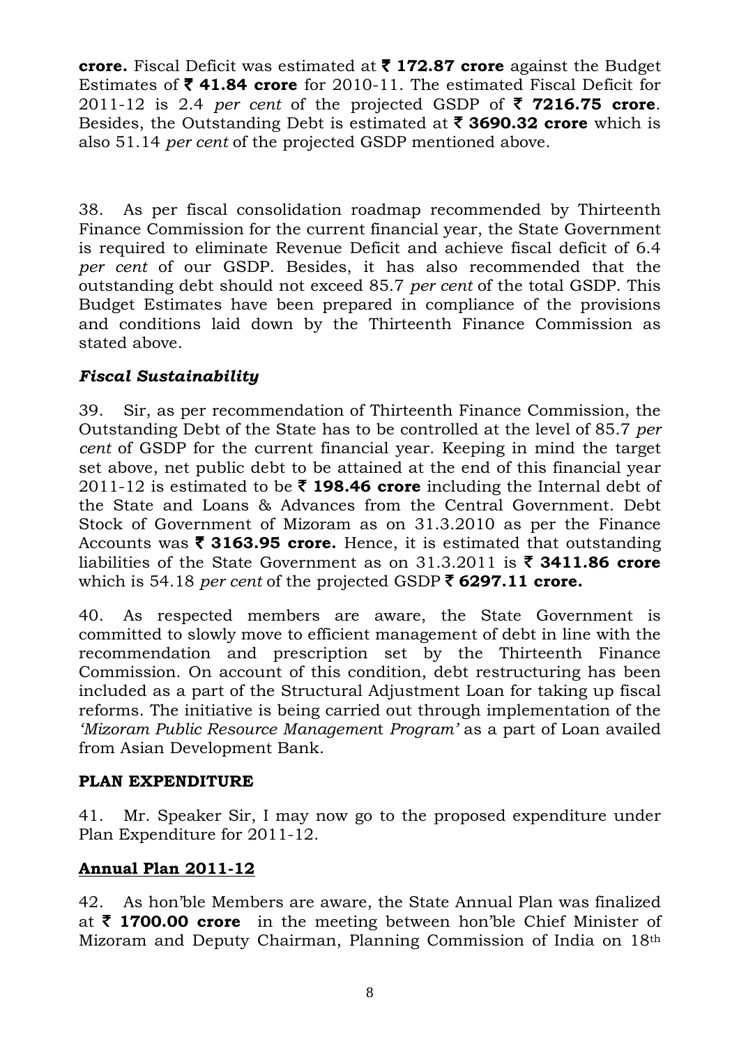**crore.** Fiscal Deficit was estimated at **₹ 172.87 crore** against the Budget Estimates of **₹ 41.84 crore** for 2010-11. The estimated Fiscal Deficit for 2011-12 is 2.4 *per cent* of the projected GSDP of **₹ 7216.75 crore**. Besides, the Outstanding Debt is estimated at **₹ 3690.32 crore** which is also 51.14 *per cent* of the projected GSDP mentioned above.

38. As per fiscal consolidation roadmap recommended by Thirteenth Finance Commission for the current financial year, the State Government is required to eliminate Revenue Deficit and achieve fiscal deficit of 6.4 *per cent* of our GSDP. Besides, it has also recommended that the outstanding debt should not exceed 85.7 *per cent* of the total GSDP. This Budget Estimates have been prepared in compliance of the provisions and conditions laid down by the Thirteenth Finance Commission as stated above.

### *Fiscal Sustainability*

39. Sir, as per recommendation of Thirteenth Finance Commission, the Outstanding Debt of the State has to be controlled at the level of 85.7 *per cent* of GSDP for the current financial year. Keeping in mind the target set above, net public debt to be attained at the end of this financial year 2011-12 is estimated to be **₹ 198.46 crore** including the Internal debt of the State and Loans & Advances from the Central Government. Debt Stock of Government of Mizoram as on 31.3.2010 as per the Finance Accounts was **₹ 3163.95 crore.** Hence, it is estimated that outstanding liabilities of the State Government as on 31.3.2011 is **₹ 3411.86 crore** which is 54.18 *per cent* of the projected GSDP **₹ 6297.11 crore.**

40. As respected members are aware, the State Government is committed to slowly move to efficient management of debt in line with the recommendation and prescription set by the Thirteenth Finance Commission. On account of this condition, debt restructuring has been included as a part of the Structural Adjustment Loan for taking up fiscal reforms. The initiative is being carried out through implementation of the *'Mizoram Public Resource Management Program'* as a part of Loan availed from Asian Development Bank.

## PLAN EXPENDITURE

41. Mr. Speaker Sir, I may now go to the proposed expenditure under Plan Expenditure for 2011-12.

### Annual Plan 2011-12

42. As hon'ble Members are aware, the State Annual Plan was finalized at **₹ 1700.00 crore** in the meeting between hon'ble Chief Minister of Mizoram and Deputy Chairman, Planning Commission of India on 18th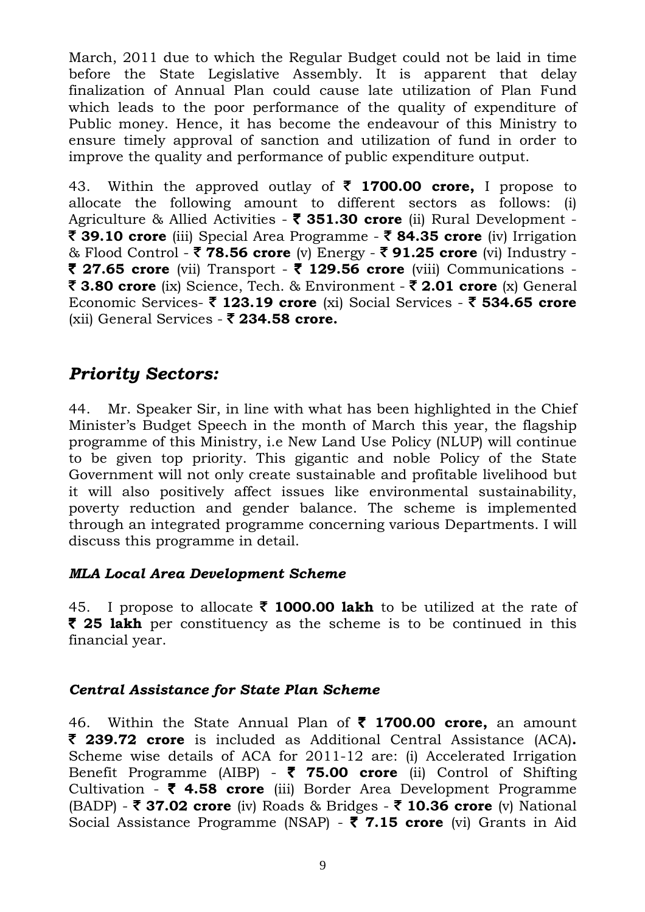March, 2011 due to which the Regular Budget could not be laid in time before the State Legislative Assembly. It is apparent that delay finalization of Annual Plan could cause late utilization of Plan Fund which leads to the poor performance of the quality of expenditure of Public money. Hence, it has become the endeavour of this Ministry to ensure timely approval of sanction and utilization of fund in order to improve the quality and performance of public expenditure output.

43. Within the approved outlay of **₹ 1700.00 crore,** I propose to allocate the following amount to different sectors as follows: (i) Agriculture & Allied Activities - **₹ 351.30 crore** (ii) Rural Development - **₹ 39.10 crore** (iii) Special Area Programme - **₹ 84.35 crore** (iv) Irrigation & Flood Control - **₹ 78.56 crore** (v) Energy - **₹ 91.25 crore** (vi) Industry - **₹ 27.65 crore** (vii) Transport - **₹ 129.56 crore** (viii) Communications - **₹ 3.80 crore** (ix) Science, Tech. & Environment - **₹ 2.01 crore** (x) General Economic Services- **₹ 123.19 crore** (xi) Social Services - **₹ 534.65 crore** (xii) General Services - **₹ 234.58 crore.**

## *Priority Sectors:*

44. Mr. Speaker Sir, in line with what has been highlighted in the Chief Minister's Budget Speech in the month of March this year, the flagship programme of this Ministry, i.e New Land Use Policy (NLUP) will continue to be given top priority. This gigantic and noble Policy of the State Government will not only create sustainable and profitable livelihood but it will also positively affect issues like environmental sustainability, poverty reduction and gender balance. The scheme is implemented through an integrated programme concerning various Departments. I will discuss this programme in detail.

### *MLA Local Area Development Scheme*

45. I propose to allocate **₹ 1000.00 lakh** to be utilized at the rate of **₹ 25 lakh** per constituency as the scheme is to be continued in this financial year.

### *Central Assistance for State Plan Scheme*

46. Within the State Annual Plan of **₹ 1700.00 crore,** an amount **₹ 239.72 crore** is included as Additional Central Assistance (ACA)**.** Scheme wise details of ACA for 2011-12 are: (i) Accelerated Irrigation Benefit Programme (AIBP) - **₹ 75.00 crore** (ii) Control of Shifting Cultivation - **₹ 4.58 crore** (iii) Border Area Development Programme (BADP) - **₹ 37.02 crore** (iv) Roads & Bridges - **₹ 10.36 crore** (v) National Social Assistance Programme (NSAP) - **₹ 7.15 crore** (vi) Grants in Aid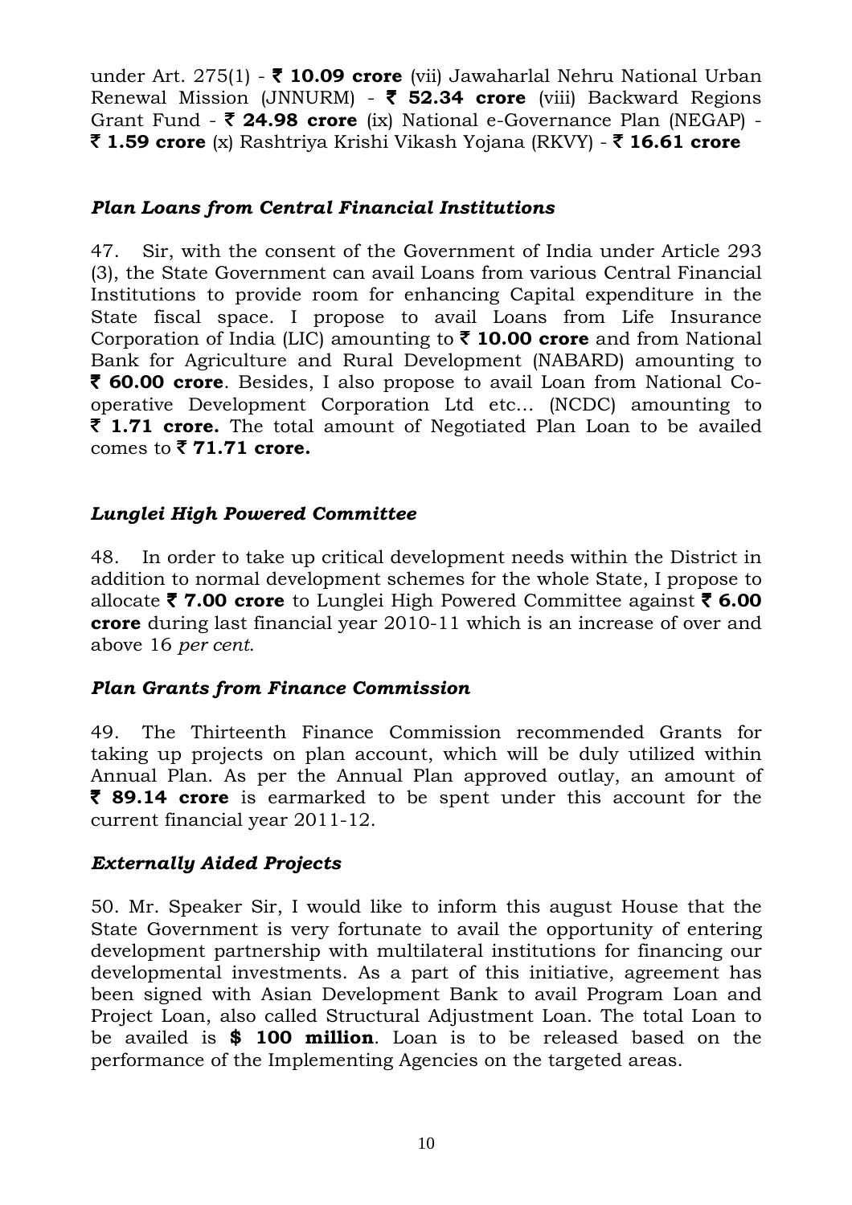under Art. 275(1) - ₹ **10.09 crore** (vii) Jawaharlal Nehru National Urban Renewal Mission (JNNURM) - ₹ **52.34 crore** (viii) Backward Regions Grant Fund - ₹ **24.98 crore** (ix) National e-Governance Plan (NEGAP) - ₹ **1.59 crore** (x) Rashtriya Krishi Vikash Yojana (RKVY) - ₹ **16.61 crore**

### *Plan Loans from Central Financial Institutions*

47. Sir, with the consent of the Government of India under Article 293 (3), the State Government can avail Loans from various Central Financial Institutions to provide room for enhancing Capital expenditure in the State fiscal space. I propose to avail Loans from Life Insurance Corporation of India (LIC) amounting to ₹ **10.00 crore** and from National Bank for Agriculture and Rural Development (NABARD) amounting to ₹ **60.00 crore**. Besides, I also propose to avail Loan from National Co-operative Development Corporation Ltd etc… (NCDC) amounting to ₹ **1.71 crore.** The total amount of Negotiated Plan Loan to be availed comes to ₹ **71.71 crore.**

### *Lunglei High Powered Committee*

48. In order to take up critical development needs within the District in addition to normal development schemes for the whole State, I propose to allocate ₹ **7.00 crore** to Lunglei High Powered Committee against ₹ **6.00 crore** during last financial year 2010-11 which is an increase of over and above 16 *per cent*.

### *Plan Grants from Finance Commission*

49. The Thirteenth Finance Commission recommended Grants for taking up projects on plan account, which will be duly utilized within Annual Plan. As per the Annual Plan approved outlay, an amount of ₹ **89.14 crore** is earmarked to be spent under this account for the current financial year 2011-12.

### *Externally Aided Projects*

50. Mr. Speaker Sir, I would like to inform this august House that the State Government is very fortunate to avail the opportunity of entering development partnership with multilateral institutions for financing our developmental investments. As a part of this initiative, agreement has been signed with Asian Development Bank to avail Program Loan and Project Loan, also called Structural Adjustment Loan. The total Loan to be availed is **$ 100 million**. Loan is to be released based on the performance of the Implementing Agencies on the targeted areas.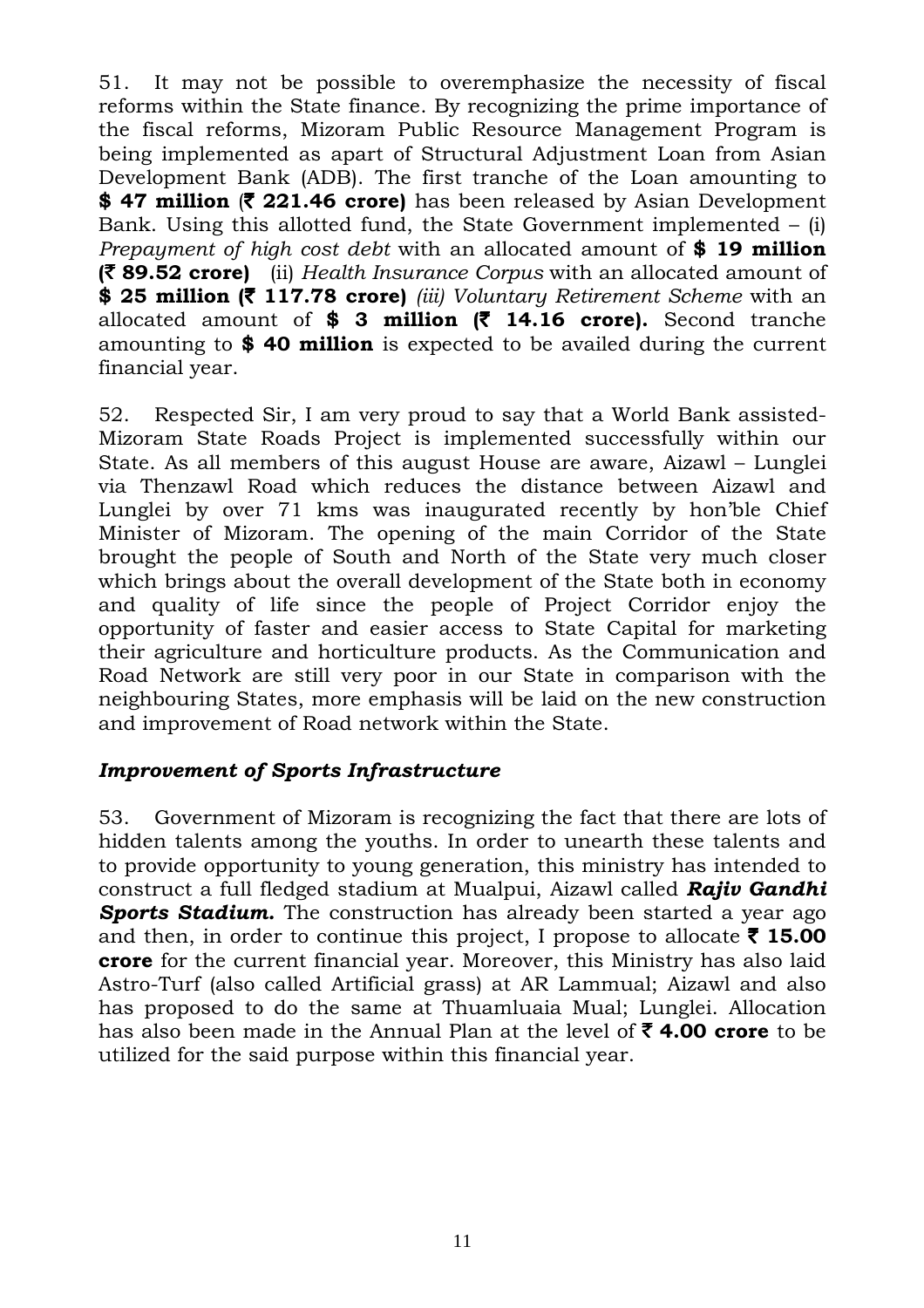51. It may not be possible to overemphasize the necessity of fiscal reforms within the State finance. By recognizing the prime importance of the fiscal reforms, Mizoram Public Resource Management Program is being implemented as apart of Structural Adjustment Loan from Asian Development Bank (ADB). The first tranche of the Loan amounting to **$ 47 million** (**₹ 221.46 crore)** has been released by Asian Development Bank. Using this allotted fund, the State Government implemented – (i) *Prepayment of high cost debt* with an allocated amount of **$ 19 million (₹ 89.52 crore)** (ii) *Health Insurance Corpus* with an allocated amount of **$ 25 million (₹ 117.78 crore)** *(iii) Voluntary Retirement Scheme* with an allocated amount of **$ 3 million (₹ 14.16 crore).** Second tranche amounting to **$ 40 million** is expected to be availed during the current financial year.

52. Respected Sir, I am very proud to say that a World Bank assisted-Mizoram State Roads Project is implemented successfully within our State. As all members of this august House are aware, Aizawl – Lunglei via Thenzawl Road which reduces the distance between Aizawl and Lunglei by over 71 kms was inaugurated recently by hon'ble Chief Minister of Mizoram. The opening of the main Corridor of the State brought the people of South and North of the State very much closer which brings about the overall development of the State both in economy and quality of life since the people of Project Corridor enjoy the opportunity of faster and easier access to State Capital for marketing their agriculture and horticulture products. As the Communication and Road Network are still very poor in our State in comparison with the neighbouring States, more emphasis will be laid on the new construction and improvement of Road network within the State.

### *Improvement of Sports Infrastructure*

53. Government of Mizoram is recognizing the fact that there are lots of hidden talents among the youths. In order to unearth these talents and to provide opportunity to young generation, this ministry has intended to construct a full fledged stadium at Mualpui, Aizawl called ***Rajiv Gandhi Sports Stadium.*** The construction has already been started a year ago and then, in order to continue this project, I propose to allocate **₹ 15.00 crore** for the current financial year. Moreover, this Ministry has also laid Astro-Turf (also called Artificial grass) at AR Lammual; Aizawl and also has proposed to do the same at Thuamluaia Mual; Lunglei. Allocation has also been made in the Annual Plan at the level of **₹ 4.00 crore** to be utilized for the said purpose within this financial year.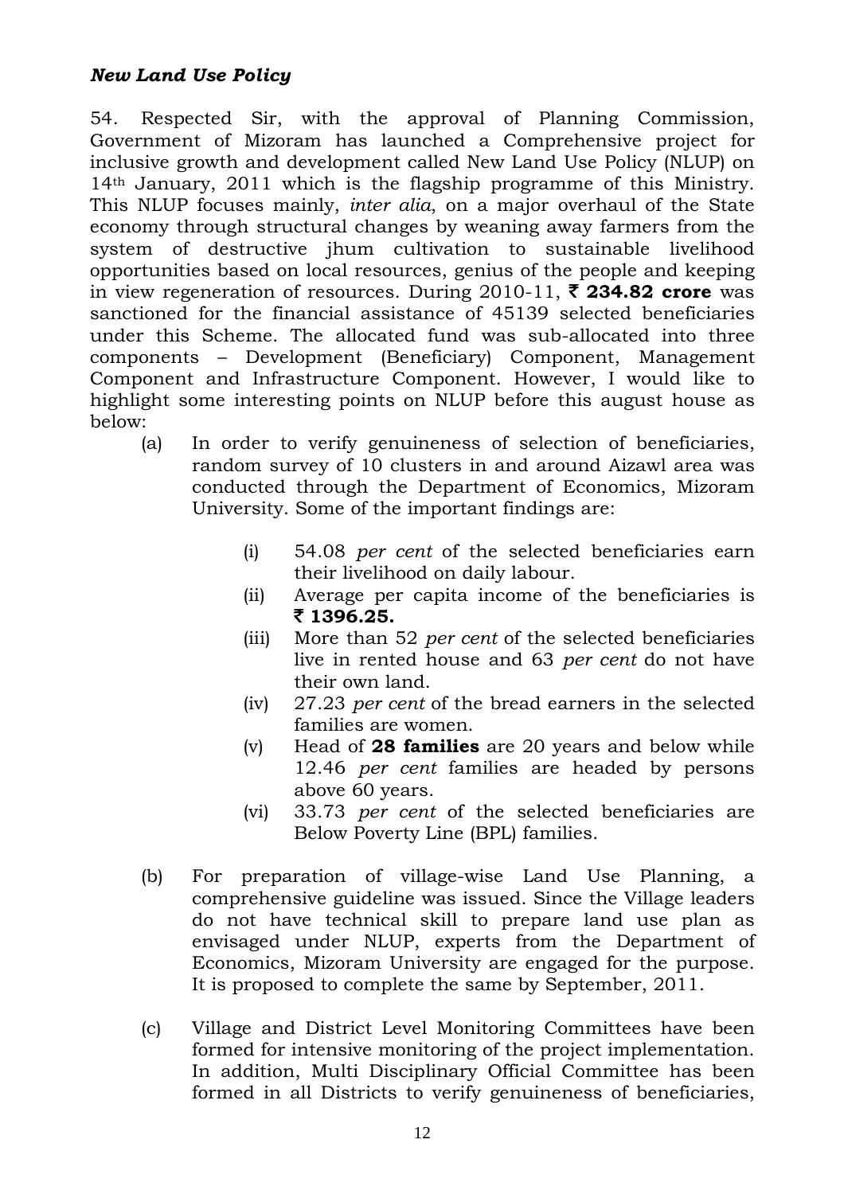### *New Land Use Policy*

54. Respected Sir, with the approval of Planning Commission, Government of Mizoram has launched a Comprehensive project for inclusive growth and development called New Land Use Policy (NLUP) on 14th January, 2011 which is the flagship programme of this Ministry. This NLUP focuses mainly, *inter alia*, on a major overhaul of the State economy through structural changes by weaning away farmers from the system of destructive jhum cultivation to sustainable livelihood opportunities based on local resources, genius of the people and keeping in view regeneration of resources. During 2010-11, **₹ 234.82 crore** was sanctioned for the financial assistance of 45139 selected beneficiaries under this Scheme. The allocated fund was sub-allocated into three components – Development (Beneficiary) Component, Management Component and Infrastructure Component. However, I would like to highlight some interesting points on NLUP before this august house as below:

(a) In order to verify genuineness of selection of beneficiaries, random survey of 10 clusters in and around Aizawl area was conducted through the Department of Economics, Mizoram University. Some of the important findings are:

   (i) 54.08 *per cent* of the selected beneficiaries earn their livelihood on daily labour.
   (ii) Average per capita income of the beneficiaries is **₹ 1396.25.**
   (iii) More than 52 *per cent* of the selected beneficiaries live in rented house and 63 *per cent* do not have their own land.
   (iv) 27.23 *per cent* of the bread earners in the selected families are women.
   (v) Head of **28 families** are 20 years and below while 12.46 *per cent* families are headed by persons above 60 years.
   (vi) 33.73 *per cent* of the selected beneficiaries are Below Poverty Line (BPL) families.

(b) For preparation of village-wise Land Use Planning, a comprehensive guideline was issued. Since the Village leaders do not have technical skill to prepare land use plan as envisaged under NLUP, experts from the Department of Economics, Mizoram University are engaged for the purpose. It is proposed to complete the same by September, 2011.

(c) Village and District Level Monitoring Committees have been formed for intensive monitoring of the project implementation. In addition, Multi Disciplinary Official Committee has been formed in all Districts to verify genuineness of beneficiaries,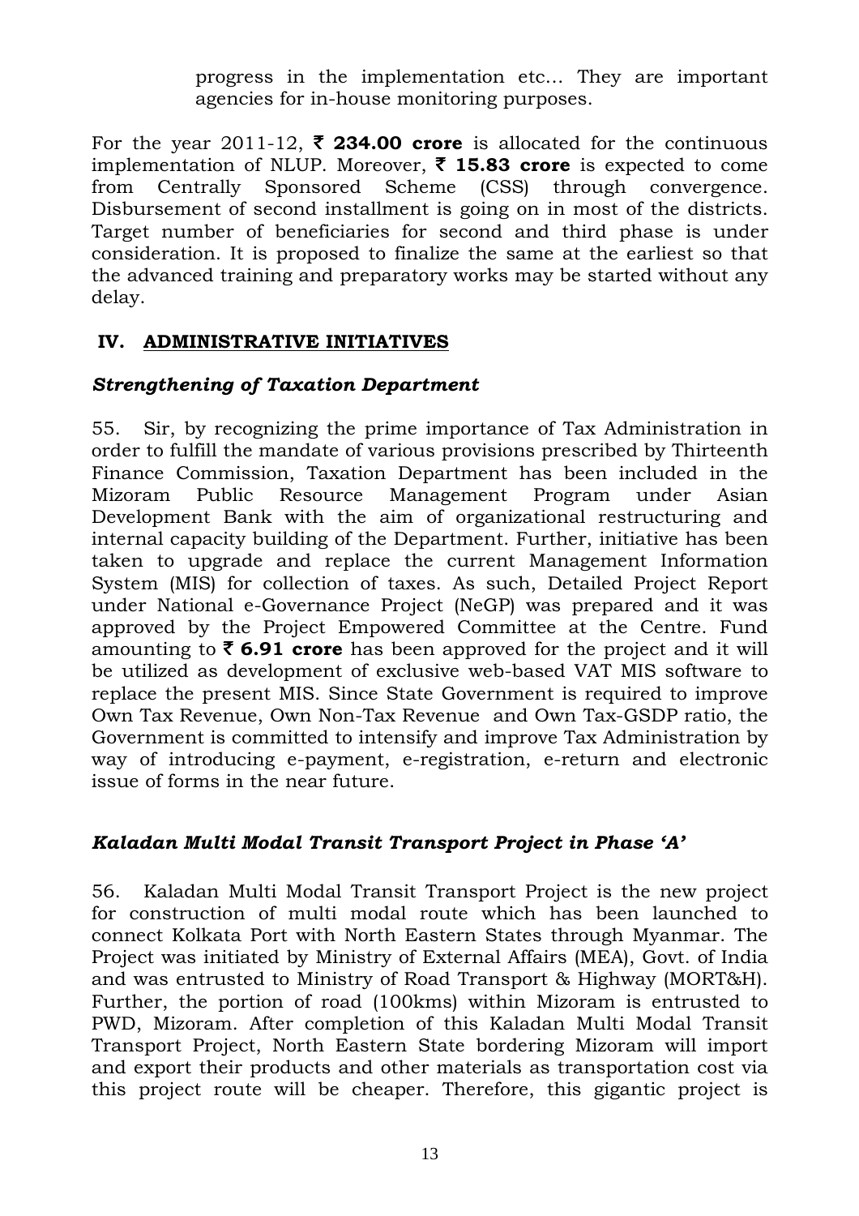progress in the implementation etc… They are important agencies for in-house monitoring purposes.

For the year 2011-12, ₹ **234.00 crore** is allocated for the continuous implementation of NLUP. Moreover, ₹ **15.83 crore** is expected to come from Centrally Sponsored Scheme (CSS) through convergence. Disbursement of second installment is going on in most of the districts. Target number of beneficiaries for second and third phase is under consideration. It is proposed to finalize the same at the earliest so that the advanced training and preparatory works may be started without any delay.

## IV. ADMINISTRATIVE INITIATIVES

### *Strengthening of Taxation Department*

55. Sir, by recognizing the prime importance of Tax Administration in order to fulfill the mandate of various provisions prescribed by Thirteenth Finance Commission, Taxation Department has been included in the Mizoram Public Resource Management Program under Asian Development Bank with the aim of organizational restructuring and internal capacity building of the Department. Further, initiative has been taken to upgrade and replace the current Management Information System (MIS) for collection of taxes. As such, Detailed Project Report under National e-Governance Project (NeGP) was prepared and it was approved by the Project Empowered Committee at the Centre. Fund amounting to ₹ **6.91 crore** has been approved for the project and it will be utilized as development of exclusive web-based VAT MIS software to replace the present MIS. Since State Government is required to improve Own Tax Revenue, Own Non-Tax Revenue and Own Tax-GSDP ratio, the Government is committed to intensify and improve Tax Administration by way of introducing e-payment, e-registration, e-return and electronic issue of forms in the near future.

### *Kaladan Multi Modal Transit Transport Project in Phase 'A'*

56. Kaladan Multi Modal Transit Transport Project is the new project for construction of multi modal route which has been launched to connect Kolkata Port with North Eastern States through Myanmar. The Project was initiated by Ministry of External Affairs (MEA), Govt. of India and was entrusted to Ministry of Road Transport & Highway (MORT&H). Further, the portion of road (100kms) within Mizoram is entrusted to PWD, Mizoram. After completion of this Kaladan Multi Modal Transit Transport Project, North Eastern State bordering Mizoram will import and export their products and other materials as transportation cost via this project route will be cheaper. Therefore, this gigantic project is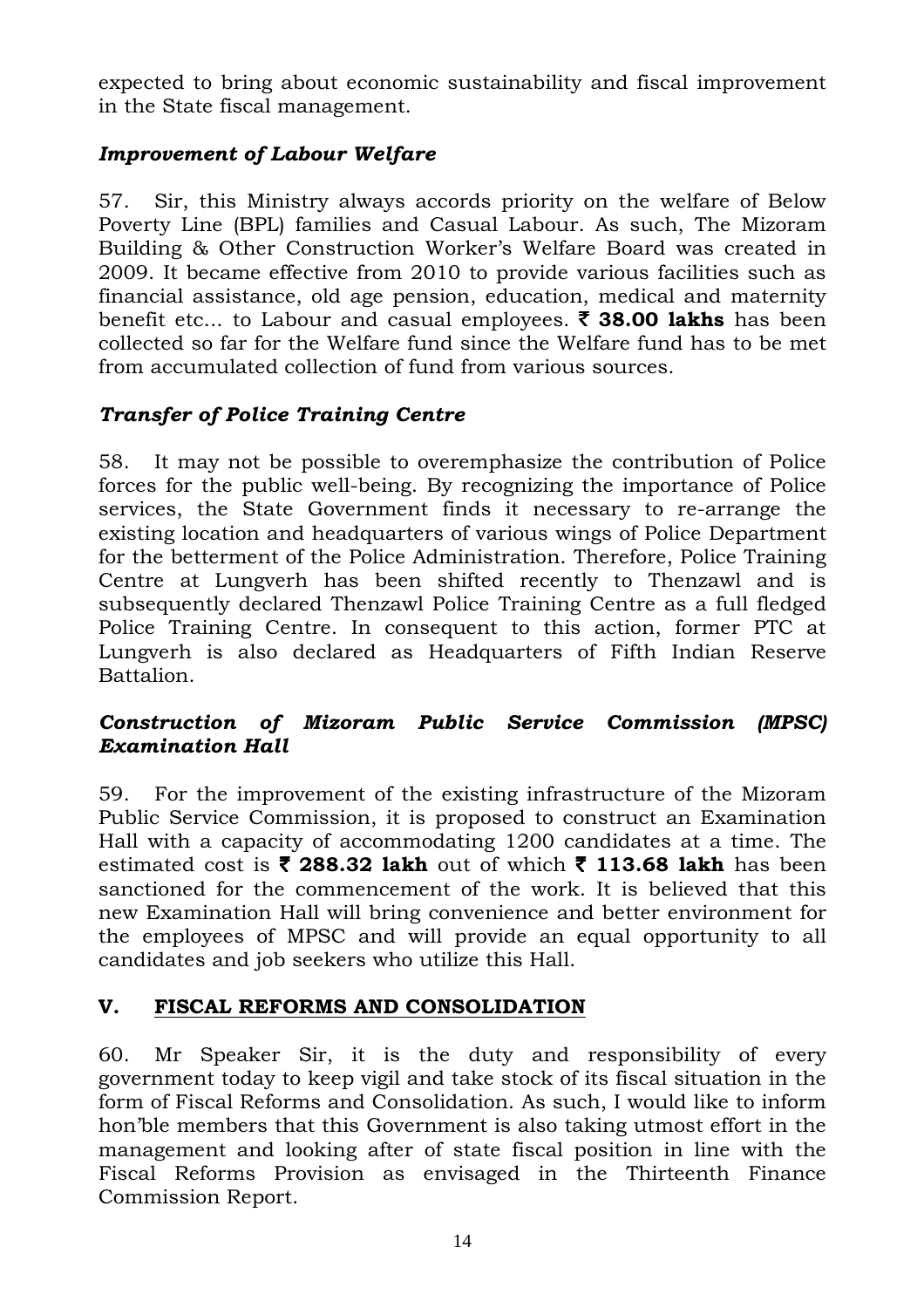expected to bring about economic sustainability and fiscal improvement in the State fiscal management.

### *Improvement of Labour Welfare*

57. Sir, this Ministry always accords priority on the welfare of Below Poverty Line (BPL) families and Casual Labour. As such, The Mizoram Building & Other Construction Worker's Welfare Board was created in 2009. It became effective from 2010 to provide various facilities such as financial assistance, old age pension, education, medical and maternity benefit etc... to Labour and casual employees. **₹ 38.00 lakhs** has been collected so far for the Welfare fund since the Welfare fund has to be met from accumulated collection of fund from various sources.

### *Transfer of Police Training Centre*

58. It may not be possible to overemphasize the contribution of Police forces for the public well-being. By recognizing the importance of Police services, the State Government finds it necessary to re-arrange the existing location and headquarters of various wings of Police Department for the betterment of the Police Administration. Therefore, Police Training Centre at Lungverh has been shifted recently to Thenzawl and is subsequently declared Thenzawl Police Training Centre as a full fledged Police Training Centre. In consequent to this action, former PTC at Lungverh is also declared as Headquarters of Fifth Indian Reserve Battalion.

### *Construction of Mizoram Public Service Commission (MPSC) Examination Hall*

59. For the improvement of the existing infrastructure of the Mizoram Public Service Commission, it is proposed to construct an Examination Hall with a capacity of accommodating 1200 candidates at a time. The estimated cost is **₹ 288.32 lakh** out of which **₹ 113.68 lakh** has been sanctioned for the commencement of the work. It is believed that this new Examination Hall will bring convenience and better environment for the employees of MPSC and will provide an equal opportunity to all candidates and job seekers who utilize this Hall.

## V. FISCAL REFORMS AND CONSOLIDATION

60. Mr Speaker Sir, it is the duty and responsibility of every government today to keep vigil and take stock of its fiscal situation in the form of Fiscal Reforms and Consolidation. As such, I would like to inform hon'ble members that this Government is also taking utmost effort in the management and looking after of state fiscal position in line with the Fiscal Reforms Provision as envisaged in the Thirteenth Finance Commission Report.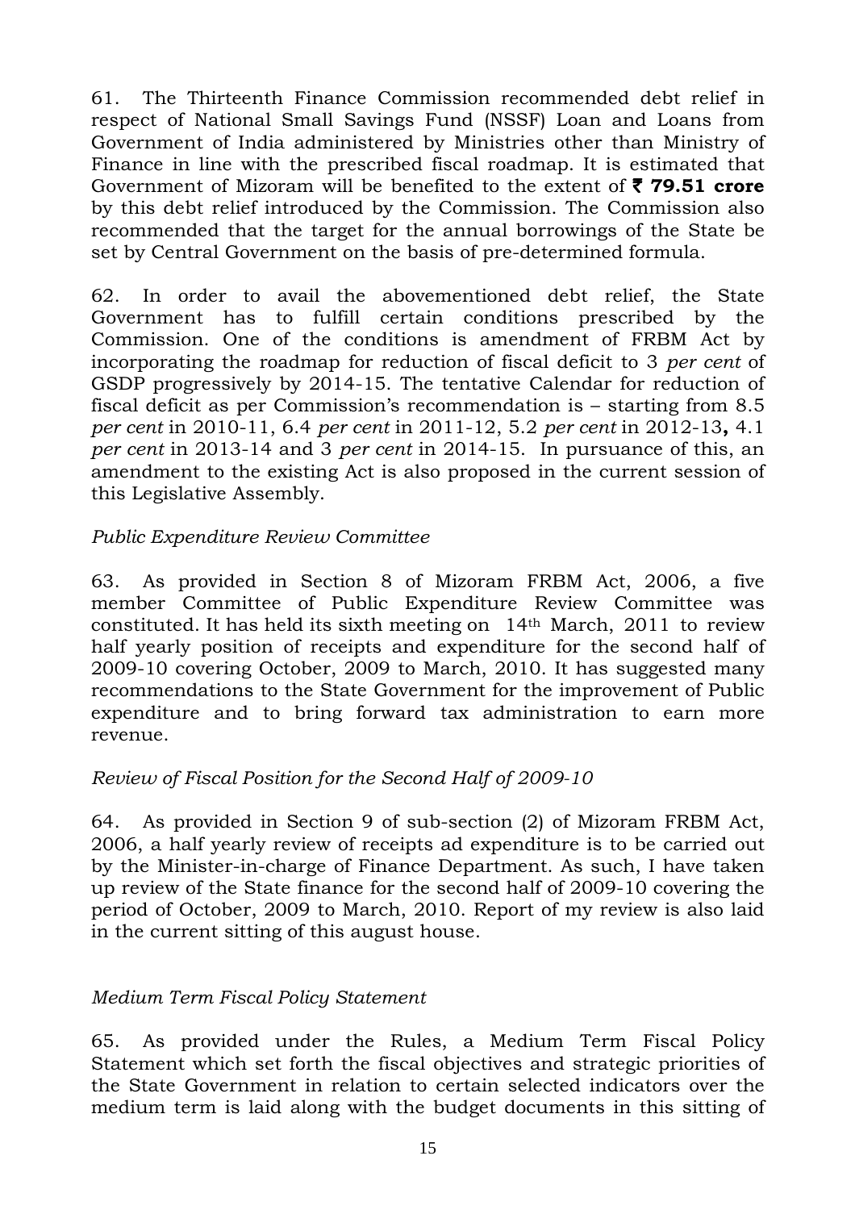61. The Thirteenth Finance Commission recommended debt relief in respect of National Small Savings Fund (NSSF) Loan and Loans from Government of India administered by Ministries other than Ministry of Finance in line with the prescribed fiscal roadmap. It is estimated that Government of Mizoram will be benefited to the extent of **₹ 79.51 crore** by this debt relief introduced by the Commission. The Commission also recommended that the target for the annual borrowings of the State be set by Central Government on the basis of pre-determined formula.

62. In order to avail the abovementioned debt relief, the State Government has to fulfill certain conditions prescribed by the Commission. One of the conditions is amendment of FRBM Act by incorporating the roadmap for reduction of fiscal deficit to 3 *per cent* of GSDP progressively by 2014-15. The tentative Calendar for reduction of fiscal deficit as per Commission's recommendation is – starting from 8.5 *per cent* in 2010-11, 6.4 *per cent* in 2011-12, 5.2 *per cent* in 2012-13**,** 4.1 *per cent* in 2013-14 and 3 *per cent* in 2014-15. In pursuance of this, an amendment to the existing Act is also proposed in the current session of this Legislative Assembly.

*Public Expenditure Review Committee*

63. As provided in Section 8 of Mizoram FRBM Act, 2006, a five member Committee of Public Expenditure Review Committee was constituted. It has held its sixth meeting on 14th March, 2011 to review half yearly position of receipts and expenditure for the second half of 2009-10 covering October, 2009 to March, 2010. It has suggested many recommendations to the State Government for the improvement of Public expenditure and to bring forward tax administration to earn more revenue.

*Review of Fiscal Position for the Second Half of 2009-10*

64. As provided in Section 9 of sub-section (2) of Mizoram FRBM Act, 2006, a half yearly review of receipts ad expenditure is to be carried out by the Minister-in-charge of Finance Department. As such, I have taken up review of the State finance for the second half of 2009-10 covering the period of October, 2009 to March, 2010. Report of my review is also laid in the current sitting of this august house.

*Medium Term Fiscal Policy Statement*

65. As provided under the Rules, a Medium Term Fiscal Policy Statement which set forth the fiscal objectives and strategic priorities of the State Government in relation to certain selected indicators over the medium term is laid along with the budget documents in this sitting of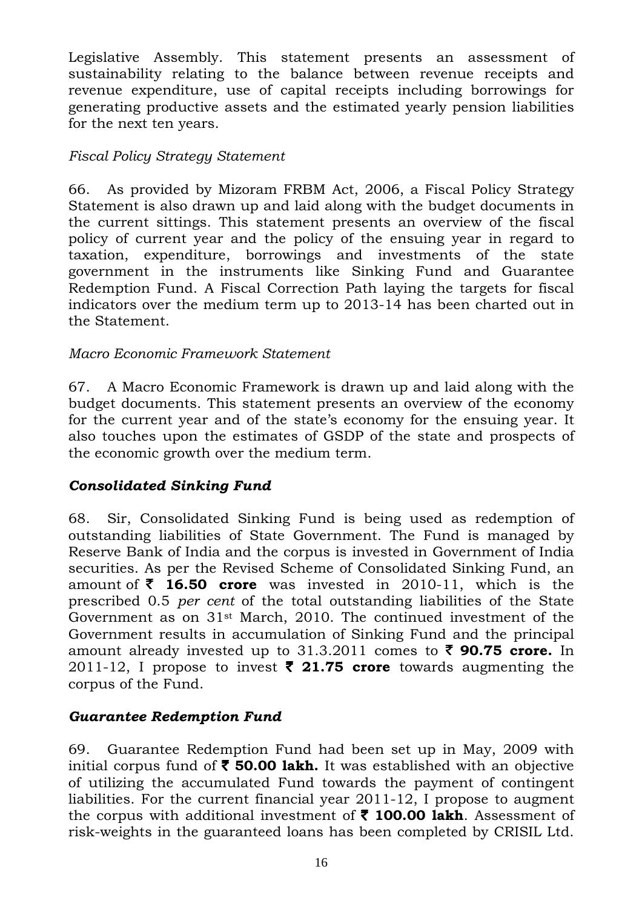Legislative Assembly. This statement presents an assessment of sustainability relating to the balance between revenue receipts and revenue expenditure, use of capital receipts including borrowings for generating productive assets and the estimated yearly pension liabilities for the next ten years.

*Fiscal Policy Strategy Statement*

66. As provided by Mizoram FRBM Act, 2006, a Fiscal Policy Strategy Statement is also drawn up and laid along with the budget documents in the current sittings. This statement presents an overview of the fiscal policy of current year and the policy of the ensuing year in regard to taxation, expenditure, borrowings and investments of the state government in the instruments like Sinking Fund and Guarantee Redemption Fund. A Fiscal Correction Path laying the targets for fiscal indicators over the medium term up to 2013-14 has been charted out in the Statement.

*Macro Economic Framework Statement*

67. A Macro Economic Framework is drawn up and laid along with the budget documents. This statement presents an overview of the economy for the current year and of the state's economy for the ensuing year. It also touches upon the estimates of GSDP of the state and prospects of the economic growth over the medium term.

***Consolidated Sinking Fund***

68. Sir, Consolidated Sinking Fund is being used as redemption of outstanding liabilities of State Government. The Fund is managed by Reserve Bank of India and the corpus is invested in Government of India securities. As per the Revised Scheme of Consolidated Sinking Fund, an amount of **₹ 16.50 crore** was invested in 2010-11, which is the prescribed 0.5 *per cent* of the total outstanding liabilities of the State Government as on 31st March, 2010. The continued investment of the Government results in accumulation of Sinking Fund and the principal amount already invested up to 31.3.2011 comes to **₹ 90.75 crore.** In 2011-12, I propose to invest **₹ 21.75 crore** towards augmenting the corpus of the Fund.

***Guarantee Redemption Fund***

69. Guarantee Redemption Fund had been set up in May, 2009 with initial corpus fund of **₹ 50.00 lakh.** It was established with an objective of utilizing the accumulated Fund towards the payment of contingent liabilities. For the current financial year 2011-12, I propose to augment the corpus with additional investment of **₹ 100.00 lakh**. Assessment of risk-weights in the guaranteed loans has been completed by CRISIL Ltd.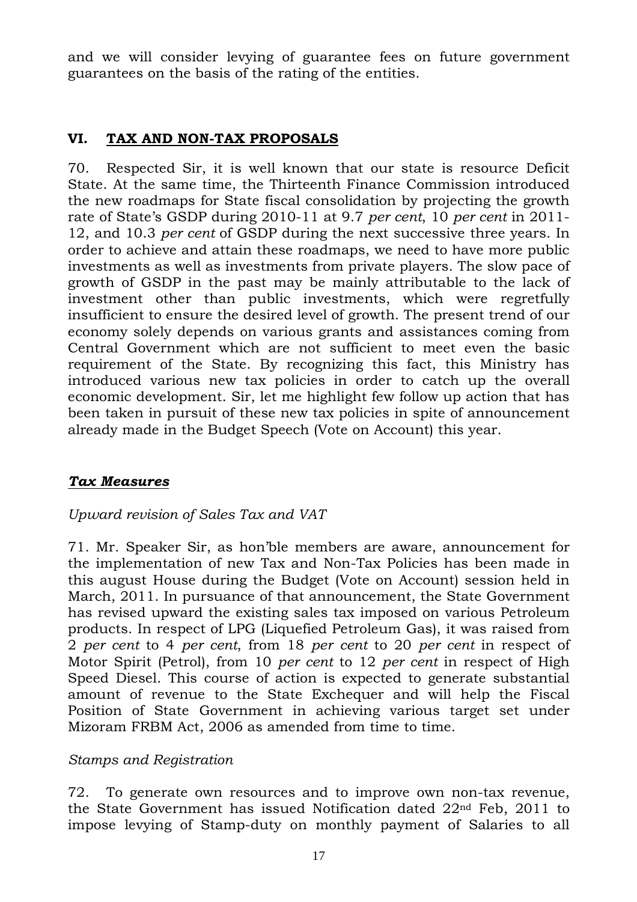and we will consider levying of guarantee fees on future government guarantees on the basis of the rating of the entities.

## VI. TAX AND NON-TAX PROPOSALS

70. Respected Sir, it is well known that our state is resource Deficit State. At the same time, the Thirteenth Finance Commission introduced the new roadmaps for State fiscal consolidation by projecting the growth rate of State's GSDP during 2010-11 at 9.7 *per cent*, 10 *per cent* in 2011-12, and 10.3 *per cent* of GSDP during the next successive three years. In order to achieve and attain these roadmaps, we need to have more public investments as well as investments from private players. The slow pace of growth of GSDP in the past may be mainly attributable to the lack of investment other than public investments, which were regretfully insufficient to ensure the desired level of growth. The present trend of our economy solely depends on various grants and assistances coming from Central Government which are not sufficient to meet even the basic requirement of the State. By recognizing this fact, this Ministry has introduced various new tax policies in order to catch up the overall economic development. Sir, let me highlight few follow up action that has been taken in pursuit of these new tax policies in spite of announcement already made in the Budget Speech (Vote on Account) this year.

### *Tax Measures*

*Upward revision of Sales Tax and VAT*

71. Mr. Speaker Sir, as hon'ble members are aware, announcement for the implementation of new Tax and Non-Tax Policies has been made in this august House during the Budget (Vote on Account) session held in March, 2011. In pursuance of that announcement, the State Government has revised upward the existing sales tax imposed on various Petroleum products. In respect of LPG (Liquefied Petroleum Gas), it was raised from 2 *per cent* to 4 *per cent*, from 18 *per cent* to 20 *per cent* in respect of Motor Spirit (Petrol), from 10 *per cent* to 12 *per cent* in respect of High Speed Diesel. This course of action is expected to generate substantial amount of revenue to the State Exchequer and will help the Fiscal Position of State Government in achieving various target set under Mizoram FRBM Act, 2006 as amended from time to time.

*Stamps and Registration*

72. To generate own resources and to improve own non-tax revenue, the State Government has issued Notification dated 22nd Feb, 2011 to impose levying of Stamp-duty on monthly payment of Salaries to all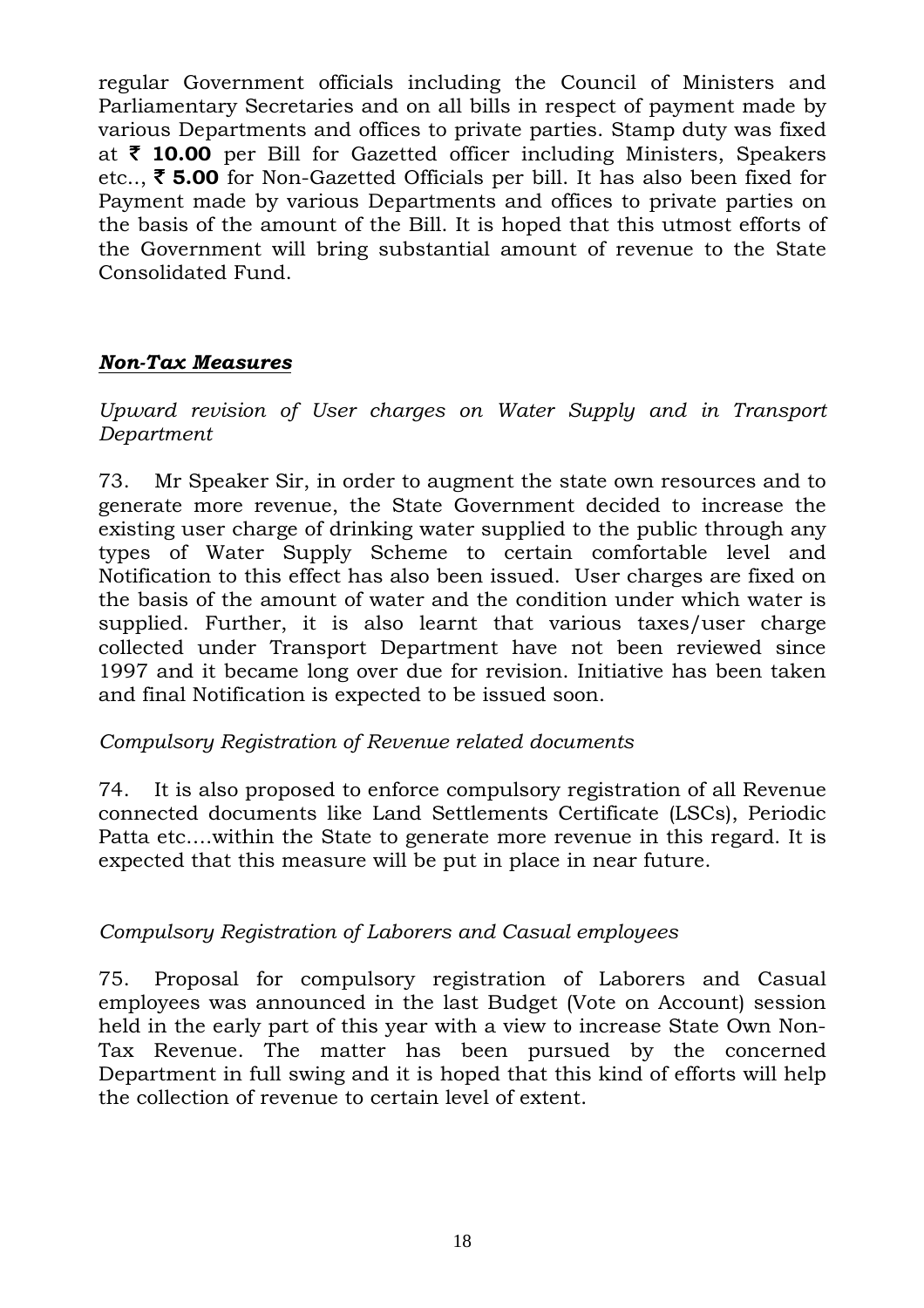regular Government officials including the Council of Ministers and Parliamentary Secretaries and on all bills in respect of payment made by various Departments and offices to private parties. Stamp duty was fixed at **₹ 10.00** per Bill for Gazetted officer including Ministers, Speakers etc.., **₹ 5.00** for Non-Gazetted Officials per bill. It has also been fixed for Payment made by various Departments and offices to private parties on the basis of the amount of the Bill. It is hoped that this utmost efforts of the Government will bring substantial amount of revenue to the State Consolidated Fund.

### ***Non-Tax Measures***

*Upward revision of User charges on Water Supply and in Transport Department*

73. Mr Speaker Sir, in order to augment the state own resources and to generate more revenue, the State Government decided to increase the existing user charge of drinking water supplied to the public through any types of Water Supply Scheme to certain comfortable level and Notification to this effect has also been issued. User charges are fixed on the basis of the amount of water and the condition under which water is supplied. Further, it is also learnt that various taxes/user charge collected under Transport Department have not been reviewed since 1997 and it became long over due for revision. Initiative has been taken and final Notification is expected to be issued soon.

*Compulsory Registration of Revenue related documents*

74. It is also proposed to enforce compulsory registration of all Revenue connected documents like Land Settlements Certificate (LSCs), Periodic Patta etc….within the State to generate more revenue in this regard. It is expected that this measure will be put in place in near future.

*Compulsory Registration of Laborers and Casual employees*

75. Proposal for compulsory registration of Laborers and Casual employees was announced in the last Budget (Vote on Account) session held in the early part of this year with a view to increase State Own Non-Tax Revenue. The matter has been pursued by the concerned Department in full swing and it is hoped that this kind of efforts will help the collection of revenue to certain level of extent.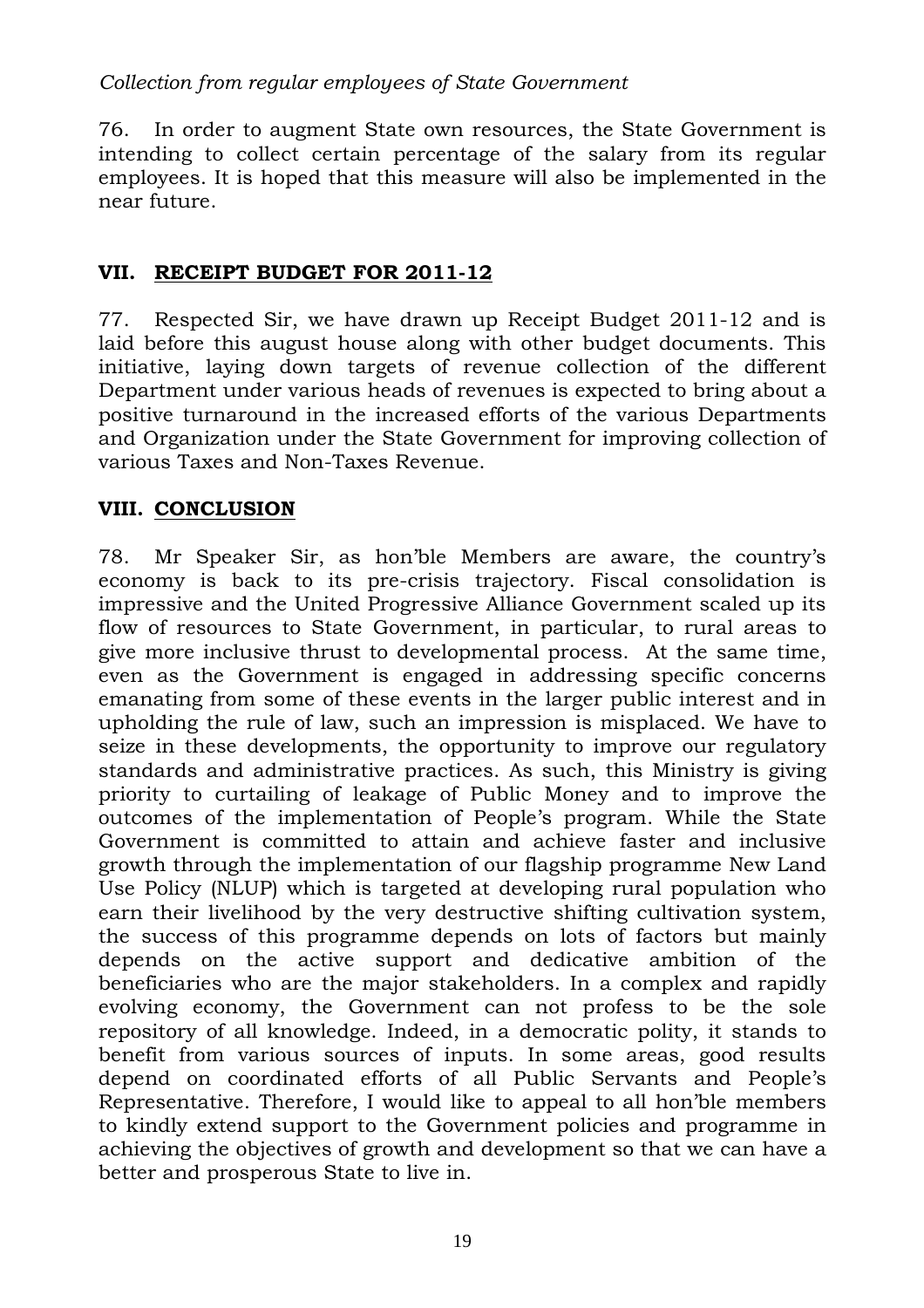*Collection from regular employees of State Government*

76. In order to augment State own resources, the State Government is intending to collect certain percentage of the salary from its regular employees. It is hoped that this measure will also be implemented in the near future.

## VII. RECEIPT BUDGET FOR 2011-12

77. Respected Sir, we have drawn up Receipt Budget 2011-12 and is laid before this august house along with other budget documents. This initiative, laying down targets of revenue collection of the different Department under various heads of revenues is expected to bring about a positive turnaround in the increased efforts of the various Departments and Organization under the State Government for improving collection of various Taxes and Non-Taxes Revenue.

## VIII. CONCLUSION

78. Mr Speaker Sir, as hon'ble Members are aware, the country's economy is back to its pre-crisis trajectory. Fiscal consolidation is impressive and the United Progressive Alliance Government scaled up its flow of resources to State Government, in particular, to rural areas to give more inclusive thrust to developmental process. At the same time, even as the Government is engaged in addressing specific concerns emanating from some of these events in the larger public interest and in upholding the rule of law, such an impression is misplaced. We have to seize in these developments, the opportunity to improve our regulatory standards and administrative practices. As such, this Ministry is giving priority to curtailing of leakage of Public Money and to improve the outcomes of the implementation of People's program. While the State Government is committed to attain and achieve faster and inclusive growth through the implementation of our flagship programme New Land Use Policy (NLUP) which is targeted at developing rural population who earn their livelihood by the very destructive shifting cultivation system, the success of this programme depends on lots of factors but mainly depends on the active support and dedicative ambition of the beneficiaries who are the major stakeholders. In a complex and rapidly evolving economy, the Government can not profess to be the sole repository of all knowledge. Indeed, in a democratic polity, it stands to benefit from various sources of inputs. In some areas, good results depend on coordinated efforts of all Public Servants and People's Representative. Therefore, I would like to appeal to all hon'ble members to kindly extend support to the Government policies and programme in achieving the objectives of growth and development so that we can have a better and prosperous State to live in.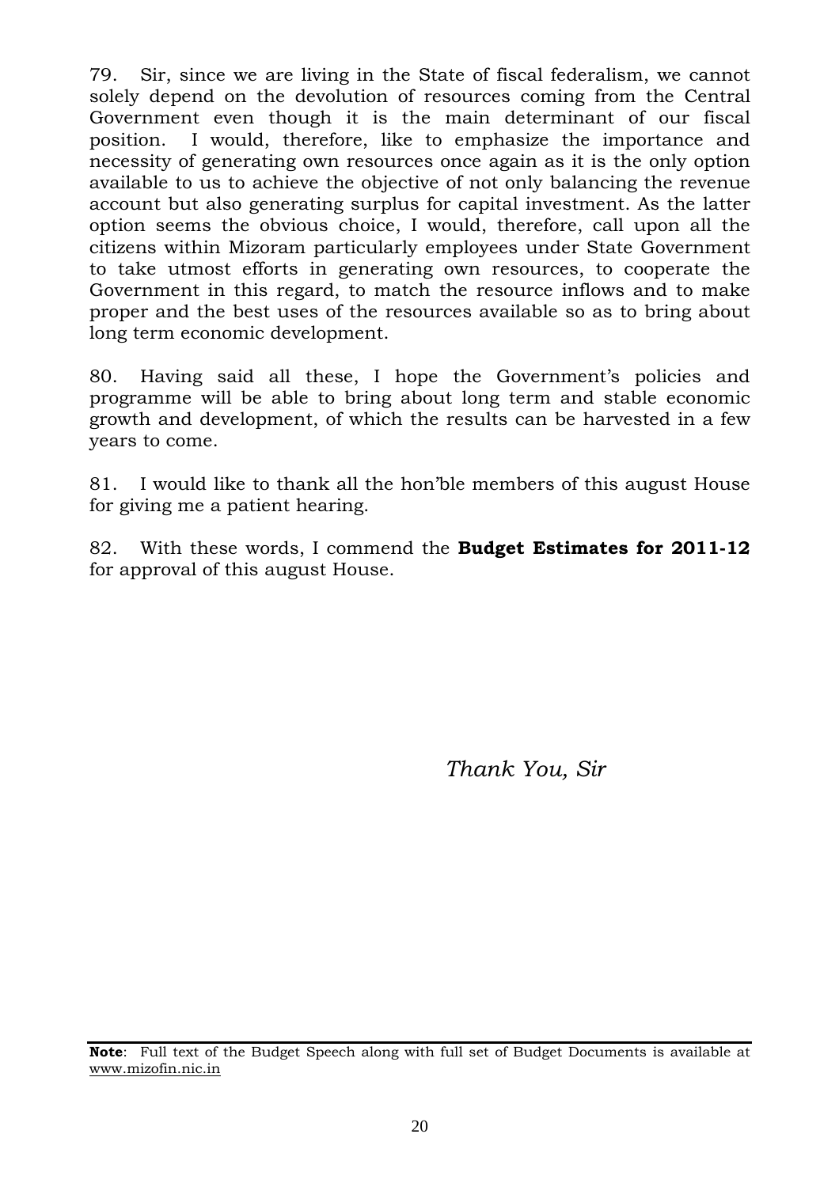79. Sir, since we are living in the State of fiscal federalism, we cannot solely depend on the devolution of resources coming from the Central Government even though it is the main determinant of our fiscal position. I would, therefore, like to emphasize the importance and necessity of generating own resources once again as it is the only option available to us to achieve the objective of not only balancing the revenue account but also generating surplus for capital investment. As the latter option seems the obvious choice, I would, therefore, call upon all the citizens within Mizoram particularly employees under State Government to take utmost efforts in generating own resources, to cooperate the Government in this regard, to match the resource inflows and to make proper and the best uses of the resources available so as to bring about long term economic development.

80. Having said all these, I hope the Government's policies and programme will be able to bring about long term and stable economic growth and development, of which the results can be harvested in a few years to come.

81. I would like to thank all the hon'ble members of this august House for giving me a patient hearing.

82. With these words, I commend the **Budget Estimates for 2011-12** for approval of this august House.

*Thank You, Sir*

---

**Note**: Full text of the Budget Speech along with full set of Budget Documents is available at www.mizofin.nic.in